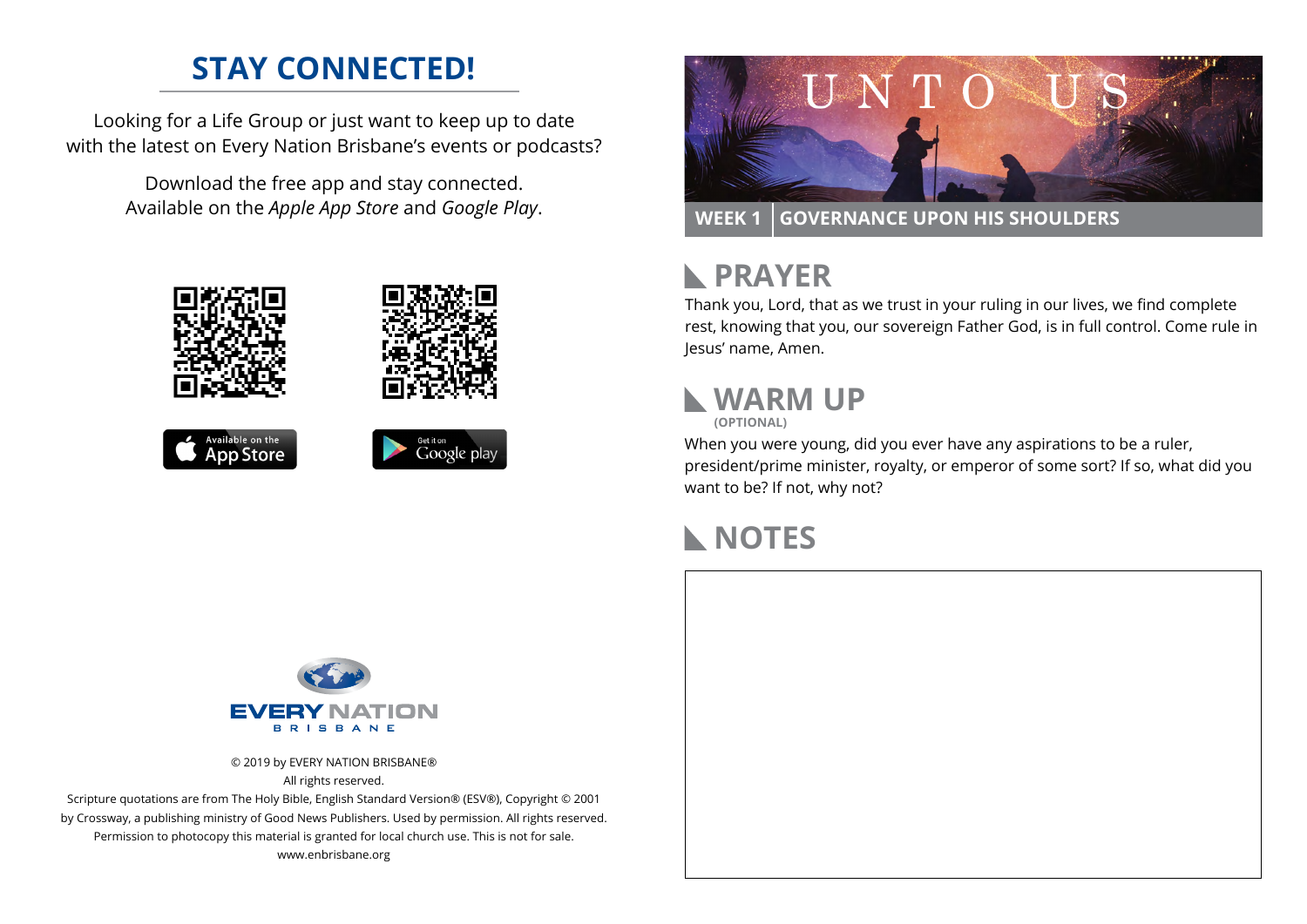## STAY CONNECTED!

Looking for a Life Group or just want to keep up to date with the latest on Every Nation Brisbane's events or podcasts?

Download the free app and stay connected. Available on the *Apple App Store* and *Google Play*.

Available on the App Store

Get it on Google play

EVERY NATION BRISBANE

© 2019 by EVERY NATION BRISBANE®
All rights reserved.
Scripture quotations are from The Holy Bible, English Standard Version® (ESV®), Copyright © 2001 by Crossway, a publishing ministry of Good News Publishers. Used by permission. All rights reserved.
Permission to photocopy this material is granted for local church use. This is not for sale.
www.enbrisbane.org

# UNTO US

**WEEK 1 | GOVERNANCE UPON HIS SHOULDERS**

## PRAYER

Thank you, Lord, that as we trust in your ruling in our lives, we find complete rest, knowing that you, our sovereign Father God, is in full control. Come rule in Jesus' name, Amen.

## WARM UP

**(OPTIONAL)**

When you were young, did you ever have any aspirations to be a ruler, president/prime minister, royalty, or emperor of some sort? If so, what did you want to be? If not, why not?

## NOTES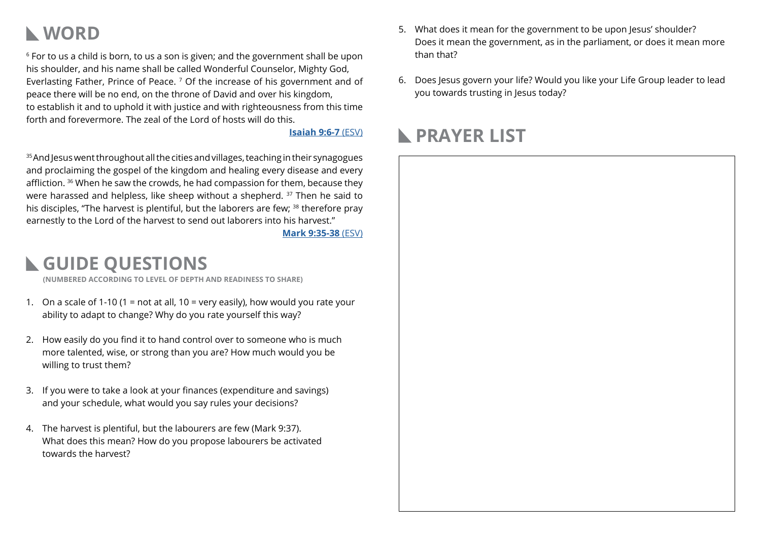## WORD

[6] For to us a child is born, to us a son is given; and the government shall be upon his shoulder, and his name shall be called Wonderful Counselor, Mighty God, Everlasting Father, Prince of Peace. [7] Of the increase of his government and of peace there will be no end, on the throne of David and over his kingdom, to establish it and to uphold it with justice and with righteousness from this time forth and forevermore. The zeal of the Lord of hosts will do this.

**Isaiah 9:6-7** (ESV)

[35] And Jesus went throughout all the cities and villages, teaching in their synagogues and proclaiming the gospel of the kingdom and healing every disease and every affliction. [36] When he saw the crowds, he had compassion for them, because they were harassed and helpless, like sheep without a shepherd. [37] Then he said to his disciples, "The harvest is plentiful, but the laborers are few; [38] therefore pray earnestly to the Lord of the harvest to send out laborers into his harvest."

**Mark 9:35-38** (ESV)

## GUIDE QUESTIONS

**(NUMBERED ACCORDING TO LEVEL OF DEPTH AND READINESS TO SHARE)**

1. On a scale of 1-10 (1 = not at all, 10 = very easily), how would you rate your ability to adapt to change? Why do you rate yourself this way?
2. How easily do you find it to hand control over to someone who is much more talented, wise, or strong than you are? How much would you be willing to trust them?
3. If you were to take a look at your finances (expenditure and savings) and your schedule, what would you say rules your decisions?
4. The harvest is plentiful, but the labourers are few (Mark 9:37). What does this mean? How do you propose labourers be activated towards the harvest?
5. What does it mean for the government to be upon Jesus' shoulder? Does it mean the government, as in the parliament, or does it mean more than that?
6. Does Jesus govern your life? Would you like your Life Group leader to lead you towards trusting in Jesus today?

## PRAYER LIST